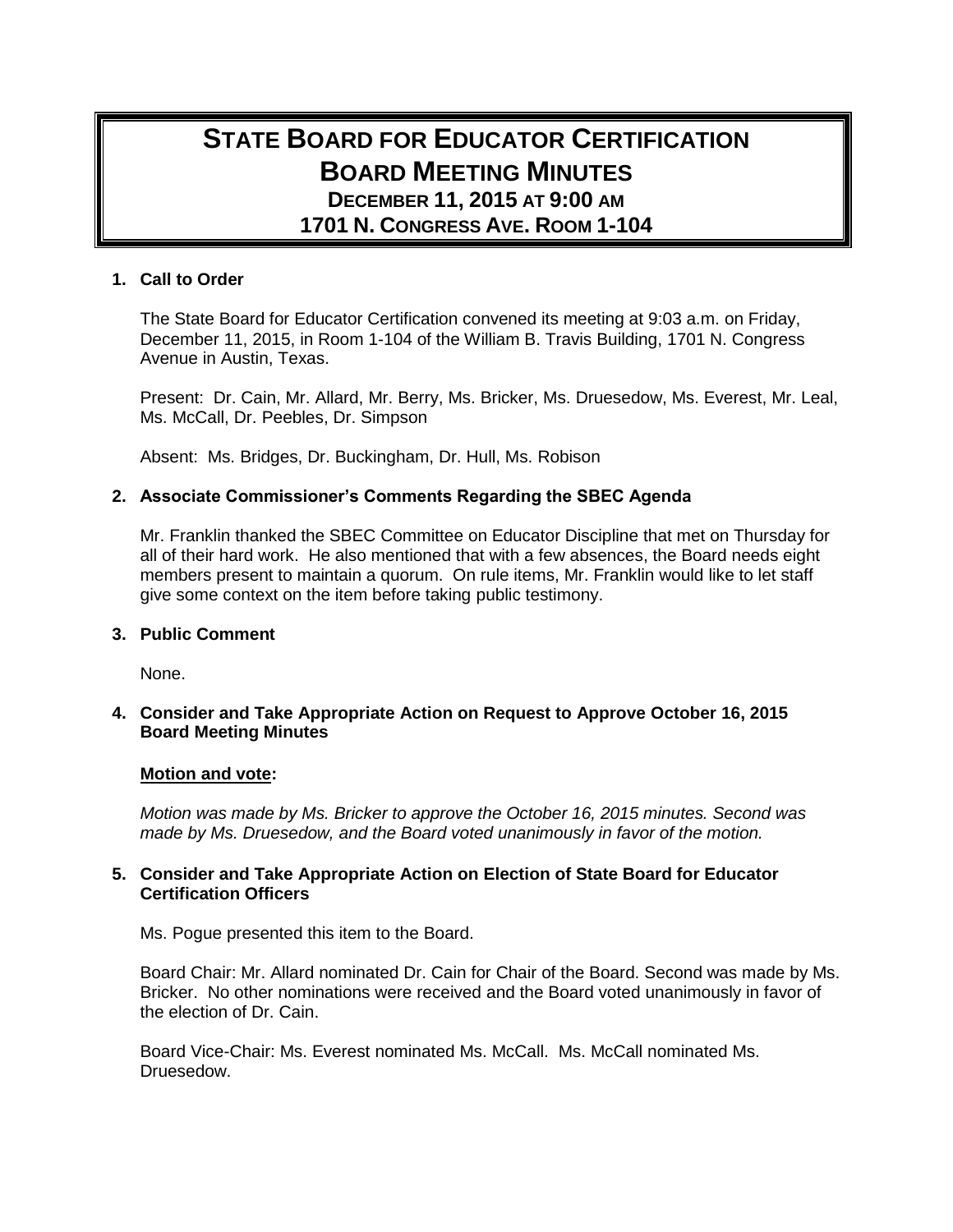# STATE BOARD FOR EDUCATOR CERTIFICATION
# BOARD MEETING MINUTES
## DECEMBER 11, 2015 AT 9:00 AM
## 1701 N. CONGRESS AVE. ROOM 1-104

**1. Call to Order**

The State Board for Educator Certification convened its meeting at 9:03 a.m. on Friday, December 11, 2015, in Room 1-104 of the William B. Travis Building, 1701 N. Congress Avenue in Austin, Texas.

Present: Dr. Cain, Mr. Allard, Mr. Berry, Ms. Bricker, Ms. Druesedow, Ms. Everest, Mr. Leal, Ms. McCall, Dr. Peebles, Dr. Simpson

Absent: Ms. Bridges, Dr. Buckingham, Dr. Hull, Ms. Robison

**2. Associate Commissioner's Comments Regarding the SBEC Agenda**

Mr. Franklin thanked the SBEC Committee on Educator Discipline that met on Thursday for all of their hard work. He also mentioned that with a few absences, the Board needs eight members present to maintain a quorum. On rule items, Mr. Franklin would like to let staff give some context on the item before taking public testimony.

**3. Public Comment**

None.

**4. Consider and Take Appropriate Action on Request to Approve October 16, 2015 Board Meeting Minutes**

**Motion and vote:**

*Motion was made by Ms. Bricker to approve the October 16, 2015 minutes. Second was made by Ms. Druesedow, and the Board voted unanimously in favor of the motion.*

**5. Consider and Take Appropriate Action on Election of State Board for Educator Certification Officers**

Ms. Pogue presented this item to the Board.

Board Chair: Mr. Allard nominated Dr. Cain for Chair of the Board. Second was made by Ms. Bricker. No other nominations were received and the Board voted unanimously in favor of the election of Dr. Cain.

Board Vice-Chair: Ms. Everest nominated Ms. McCall. Ms. McCall nominated Ms. Druesedow.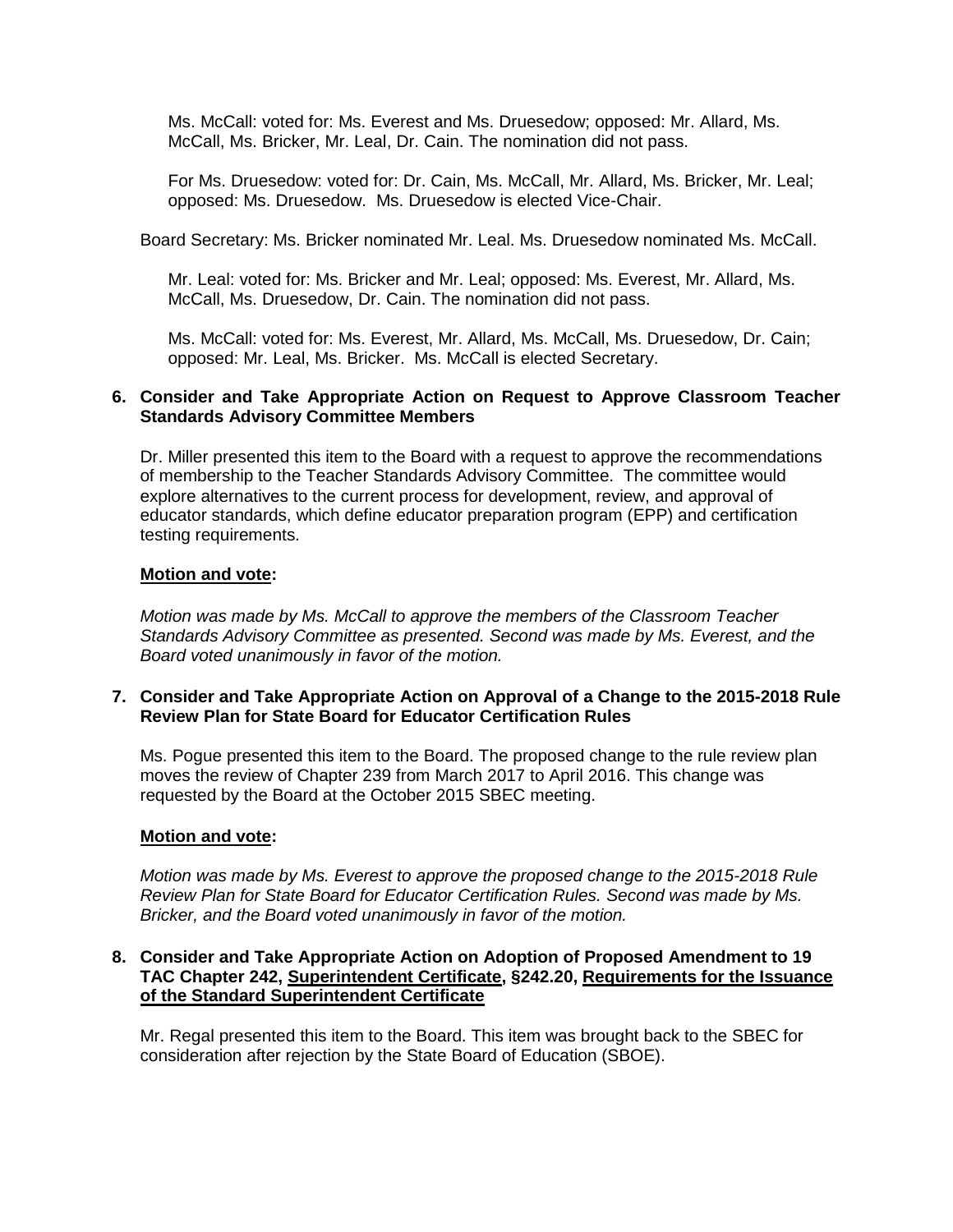Ms. McCall: voted for: Ms. Everest and Ms. Druesedow; opposed: Mr. Allard, Ms. McCall, Ms. Bricker, Mr. Leal, Dr. Cain. The nomination did not pass.

For Ms. Druesedow: voted for: Dr. Cain, Ms. McCall, Mr. Allard, Ms. Bricker, Mr. Leal; opposed: Ms. Druesedow. Ms. Druesedow is elected Vice-Chair.

Board Secretary: Ms. Bricker nominated Mr. Leal. Ms. Druesedow nominated Ms. McCall.

Mr. Leal: voted for: Ms. Bricker and Mr. Leal; opposed: Ms. Everest, Mr. Allard, Ms. McCall, Ms. Druesedow, Dr. Cain. The nomination did not pass.

Ms. McCall: voted for: Ms. Everest, Mr. Allard, Ms. McCall, Ms. Druesedow, Dr. Cain; opposed: Mr. Leal, Ms. Bricker. Ms. McCall is elected Secretary.

**6. Consider and Take Appropriate Action on Request to Approve Classroom Teacher Standards Advisory Committee Members**

Dr. Miller presented this item to the Board with a request to approve the recommendations of membership to the Teacher Standards Advisory Committee. The committee would explore alternatives to the current process for development, review, and approval of educator standards, which define educator preparation program (EPP) and certification testing requirements.

**Motion and vote:**

*Motion was made by Ms. McCall to approve the members of the Classroom Teacher Standards Advisory Committee as presented. Second was made by Ms. Everest, and the Board voted unanimously in favor of the motion.*

**7. Consider and Take Appropriate Action on Approval of a Change to the 2015-2018 Rule Review Plan for State Board for Educator Certification Rules**

Ms. Pogue presented this item to the Board. The proposed change to the rule review plan moves the review of Chapter 239 from March 2017 to April 2016. This change was requested by the Board at the October 2015 SBEC meeting.

**Motion and vote:**

*Motion was made by Ms. Everest to approve the proposed change to the 2015-2018 Rule Review Plan for State Board for Educator Certification Rules. Second was made by Ms. Bricker, and the Board voted unanimously in favor of the motion.*

**8. Consider and Take Appropriate Action on Adoption of Proposed Amendment to 19 TAC Chapter 242, Superintendent Certificate, §242.20, Requirements for the Issuance of the Standard Superintendent Certificate**

Mr. Regal presented this item to the Board. This item was brought back to the SBEC for consideration after rejection by the State Board of Education (SBOE).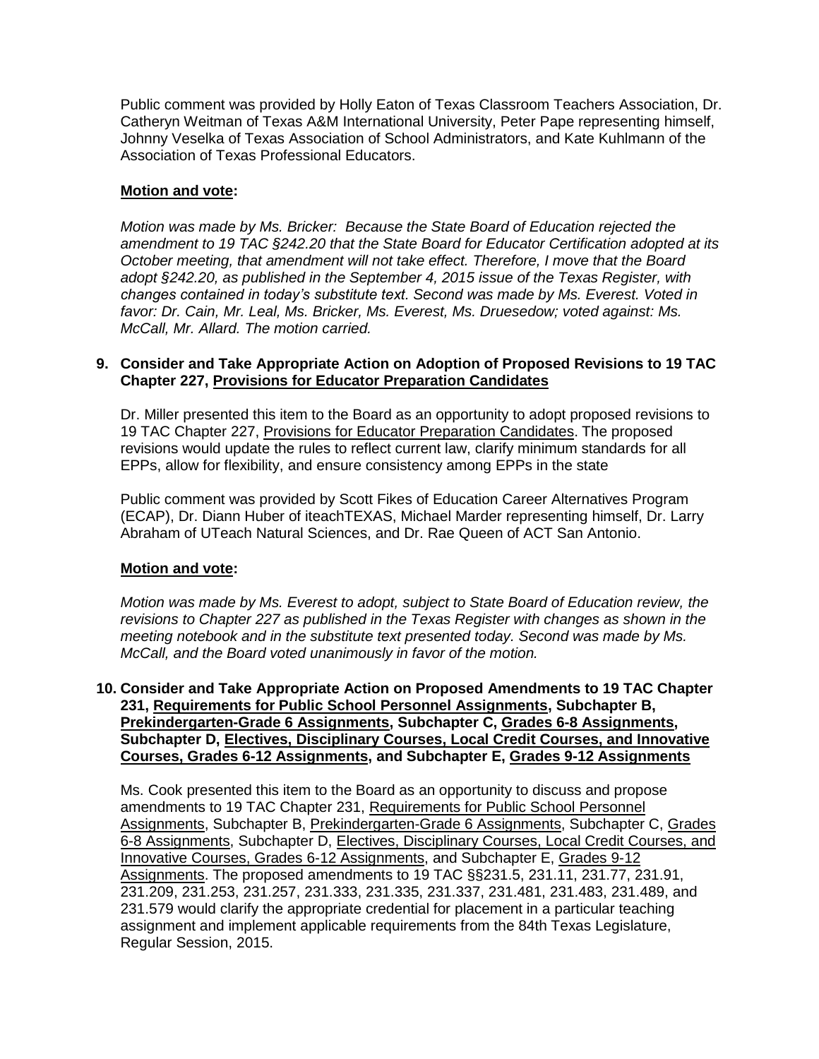Public comment was provided by Holly Eaton of Texas Classroom Teachers Association, Dr. Catheryn Weitman of Texas A&M International University, Peter Pape representing himself, Johnny Veselka of Texas Association of School Administrators, and Kate Kuhlmann of the Association of Texas Professional Educators.

**<u>Motion and vote</u>:**

*Motion was made by Ms. Bricker: Because the State Board of Education rejected the amendment to 19 TAC §242.20 that the State Board for Educator Certification adopted at its October meeting, that amendment will not take effect. Therefore, I move that the Board adopt §242.20, as published in the September 4, 2015 issue of the Texas Register, with changes contained in today's substitute text. Second was made by Ms. Everest. Voted in favor: Dr. Cain, Mr. Leal, Ms. Bricker, Ms. Everest, Ms. Druesedow; voted against: Ms. McCall, Mr. Allard. The motion carried.*

**9. Consider and Take Appropriate Action on Adoption of Proposed Revisions to 19 TAC Chapter 227, <u>Provisions for Educator Preparation Candidates</u>**

Dr. Miller presented this item to the Board as an opportunity to adopt proposed revisions to 19 TAC Chapter 227, <u>Provisions for Educator Preparation Candidates</u>. The proposed revisions would update the rules to reflect current law, clarify minimum standards for all EPPs, allow for flexibility, and ensure consistency among EPPs in the state

Public comment was provided by Scott Fikes of Education Career Alternatives Program (ECAP), Dr. Diann Huber of iteachTEXAS, Michael Marder representing himself, Dr. Larry Abraham of UTeach Natural Sciences, and Dr. Rae Queen of ACT San Antonio.

**<u>Motion and vote</u>:**

*Motion was made by Ms. Everest to adopt, subject to State Board of Education review, the revisions to Chapter 227 as published in the Texas Register with changes as shown in the meeting notebook and in the substitute text presented today. Second was made by Ms. McCall, and the Board voted unanimously in favor of the motion.*

**10. Consider and Take Appropriate Action on Proposed Amendments to 19 TAC Chapter 231, <u>Requirements for Public School Personnel Assignments</u>, Subchapter B, <u>Prekindergarten-Grade 6 Assignments</u>, Subchapter C, <u>Grades 6-8 Assignments</u>, Subchapter D, <u>Electives, Disciplinary Courses, Local Credit Courses, and Innovative Courses, Grades 6-12 Assignments</u>, and Subchapter E, <u>Grades 9-12 Assignments</u>**

Ms. Cook presented this item to the Board as an opportunity to discuss and propose amendments to 19 TAC Chapter 231, <u>Requirements for Public School Personnel Assignments</u>, Subchapter B, <u>Prekindergarten-Grade 6 Assignments</u>, Subchapter C, <u>Grades 6-8 Assignments</u>, Subchapter D, <u>Electives, Disciplinary Courses, Local Credit Courses, and Innovative Courses, Grades 6-12 Assignments</u>, and Subchapter E, <u>Grades 9-12 Assignments</u>. The proposed amendments to 19 TAC §§231.5, 231.11, 231.77, 231.91, 231.209, 231.253, 231.257, 231.333, 231.335, 231.337, 231.481, 231.483, 231.489, and 231.579 would clarify the appropriate credential for placement in a particular teaching assignment and implement applicable requirements from the 84th Texas Legislature, Regular Session, 2015.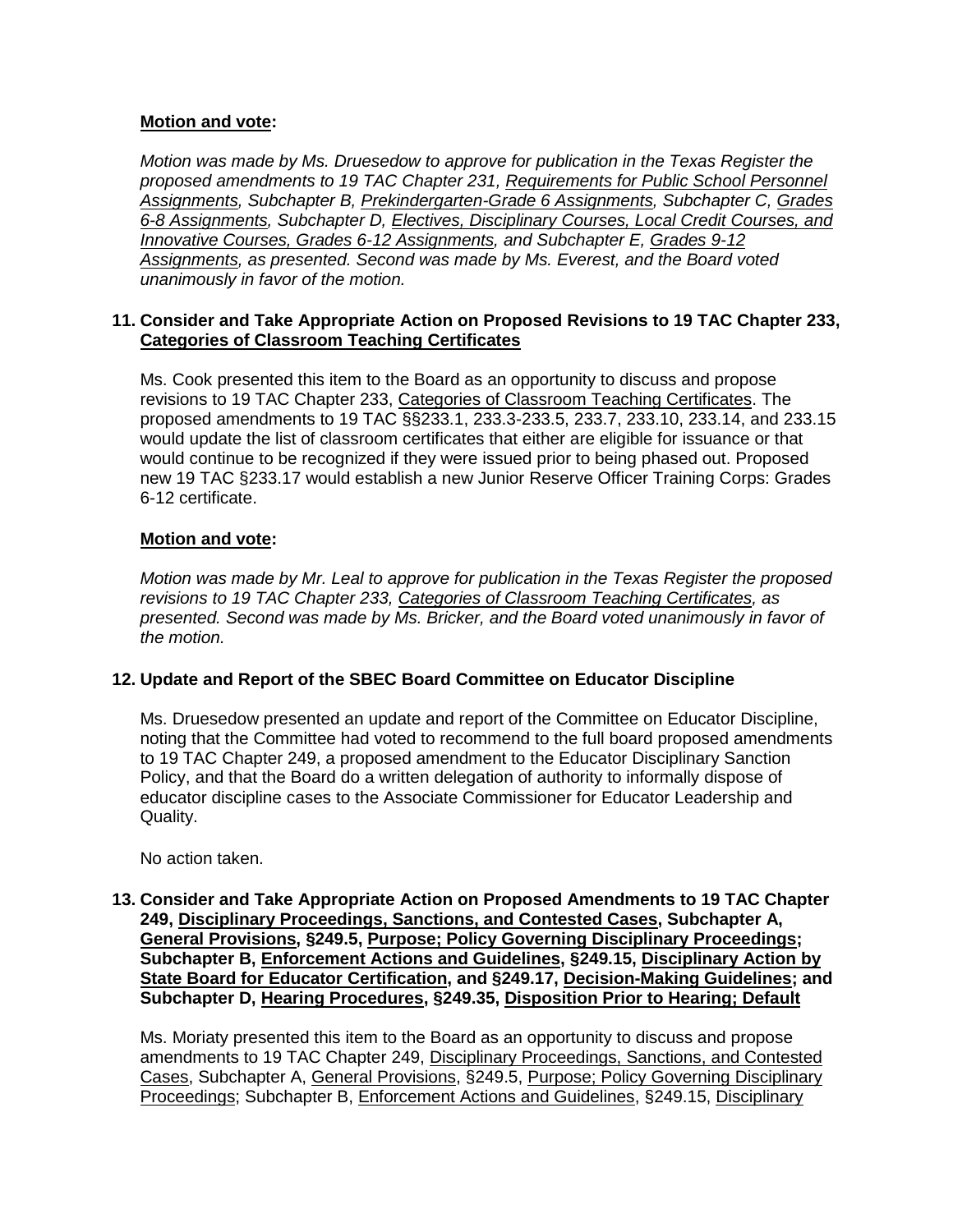**Motion and vote:**

*Motion was made by Ms. Druesedow to approve for publication in the Texas Register the proposed amendments to 19 TAC Chapter 231, Requirements for Public School Personnel Assignments, Subchapter B, Prekindergarten-Grade 6 Assignments, Subchapter C, Grades 6-8 Assignments, Subchapter D, Electives, Disciplinary Courses, Local Credit Courses, and Innovative Courses, Grades 6-12 Assignments, and Subchapter E, Grades 9-12 Assignments, as presented. Second was made by Ms. Everest, and the Board voted unanimously in favor of the motion.*

**11. Consider and Take Appropriate Action on Proposed Revisions to 19 TAC Chapter 233, Categories of Classroom Teaching Certificates**

Ms. Cook presented this item to the Board as an opportunity to discuss and propose revisions to 19 TAC Chapter 233, Categories of Classroom Teaching Certificates. The proposed amendments to 19 TAC §§233.1, 233.3-233.5, 233.7, 233.10, 233.14, and 233.15 would update the list of classroom certificates that either are eligible for issuance or that would continue to be recognized if they were issued prior to being phased out. Proposed new 19 TAC §233.17 would establish a new Junior Reserve Officer Training Corps: Grades 6-12 certificate.

**Motion and vote:**

*Motion was made by Mr. Leal to approve for publication in the Texas Register the proposed revisions to 19 TAC Chapter 233, Categories of Classroom Teaching Certificates, as presented. Second was made by Ms. Bricker, and the Board voted unanimously in favor of the motion.*

**12. Update and Report of the SBEC Board Committee on Educator Discipline**

Ms. Druesedow presented an update and report of the Committee on Educator Discipline, noting that the Committee had voted to recommend to the full board proposed amendments to 19 TAC Chapter 249, a proposed amendment to the Educator Disciplinary Sanction Policy, and that the Board do a written delegation of authority to informally dispose of educator discipline cases to the Associate Commissioner for Educator Leadership and Quality.

No action taken.

**13. Consider and Take Appropriate Action on Proposed Amendments to 19 TAC Chapter 249, Disciplinary Proceedings, Sanctions, and Contested Cases, Subchapter A, General Provisions, §249.5, Purpose; Policy Governing Disciplinary Proceedings; Subchapter B, Enforcement Actions and Guidelines, §249.15, Disciplinary Action by State Board for Educator Certification, and §249.17, Decision-Making Guidelines; and Subchapter D, Hearing Procedures, §249.35, Disposition Prior to Hearing; Default**

Ms. Moriaty presented this item to the Board as an opportunity to discuss and propose amendments to 19 TAC Chapter 249, Disciplinary Proceedings, Sanctions, and Contested Cases, Subchapter A, General Provisions, §249.5, Purpose; Policy Governing Disciplinary Proceedings; Subchapter B, Enforcement Actions and Guidelines, §249.15, Disciplinary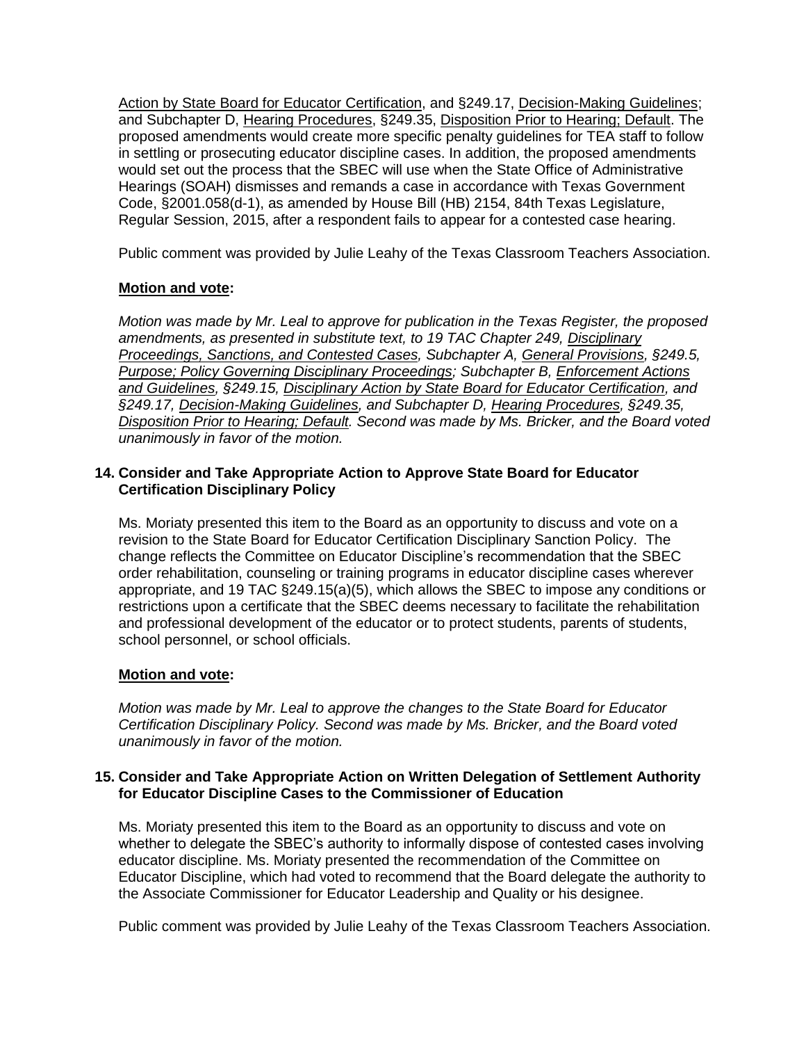Action by State Board for Educator Certification, and §249.17, Decision-Making Guidelines; and Subchapter D, Hearing Procedures, §249.35, Disposition Prior to Hearing; Default. The proposed amendments would create more specific penalty guidelines for TEA staff to follow in settling or prosecuting educator discipline cases. In addition, the proposed amendments would set out the process that the SBEC will use when the State Office of Administrative Hearings (SOAH) dismisses and remands a case in accordance with Texas Government Code, §2001.058(d-1), as amended by House Bill (HB) 2154, 84th Texas Legislature, Regular Session, 2015, after a respondent fails to appear for a contested case hearing.

Public comment was provided by Julie Leahy of the Texas Classroom Teachers Association.

**Motion and vote:**

*Motion was made by Mr. Leal to approve for publication in the Texas Register, the proposed amendments, as presented in substitute text, to 19 TAC Chapter 249, Disciplinary Proceedings, Sanctions, and Contested Cases, Subchapter A, General Provisions, §249.5, Purpose; Policy Governing Disciplinary Proceedings; Subchapter B, Enforcement Actions and Guidelines, §249.15, Disciplinary Action by State Board for Educator Certification, and §249.17, Decision-Making Guidelines, and Subchapter D, Hearing Procedures, §249.35, Disposition Prior to Hearing; Default. Second was made by Ms. Bricker, and the Board voted unanimously in favor of the motion.*

**14. Consider and Take Appropriate Action to Approve State Board for Educator Certification Disciplinary Policy**

Ms. Moriaty presented this item to the Board as an opportunity to discuss and vote on a revision to the State Board for Educator Certification Disciplinary Sanction Policy. The change reflects the Committee on Educator Discipline's recommendation that the SBEC order rehabilitation, counseling or training programs in educator discipline cases wherever appropriate, and 19 TAC §249.15(a)(5), which allows the SBEC to impose any conditions or restrictions upon a certificate that the SBEC deems necessary to facilitate the rehabilitation and professional development of the educator or to protect students, parents of students, school personnel, or school officials.

**Motion and vote:**

*Motion was made by Mr. Leal to approve the changes to the State Board for Educator Certification Disciplinary Policy. Second was made by Ms. Bricker, and the Board voted unanimously in favor of the motion.*

**15. Consider and Take Appropriate Action on Written Delegation of Settlement Authority for Educator Discipline Cases to the Commissioner of Education**

Ms. Moriaty presented this item to the Board as an opportunity to discuss and vote on whether to delegate the SBEC's authority to informally dispose of contested cases involving educator discipline. Ms. Moriaty presented the recommendation of the Committee on Educator Discipline, which had voted to recommend that the Board delegate the authority to the Associate Commissioner for Educator Leadership and Quality or his designee.

Public comment was provided by Julie Leahy of the Texas Classroom Teachers Association.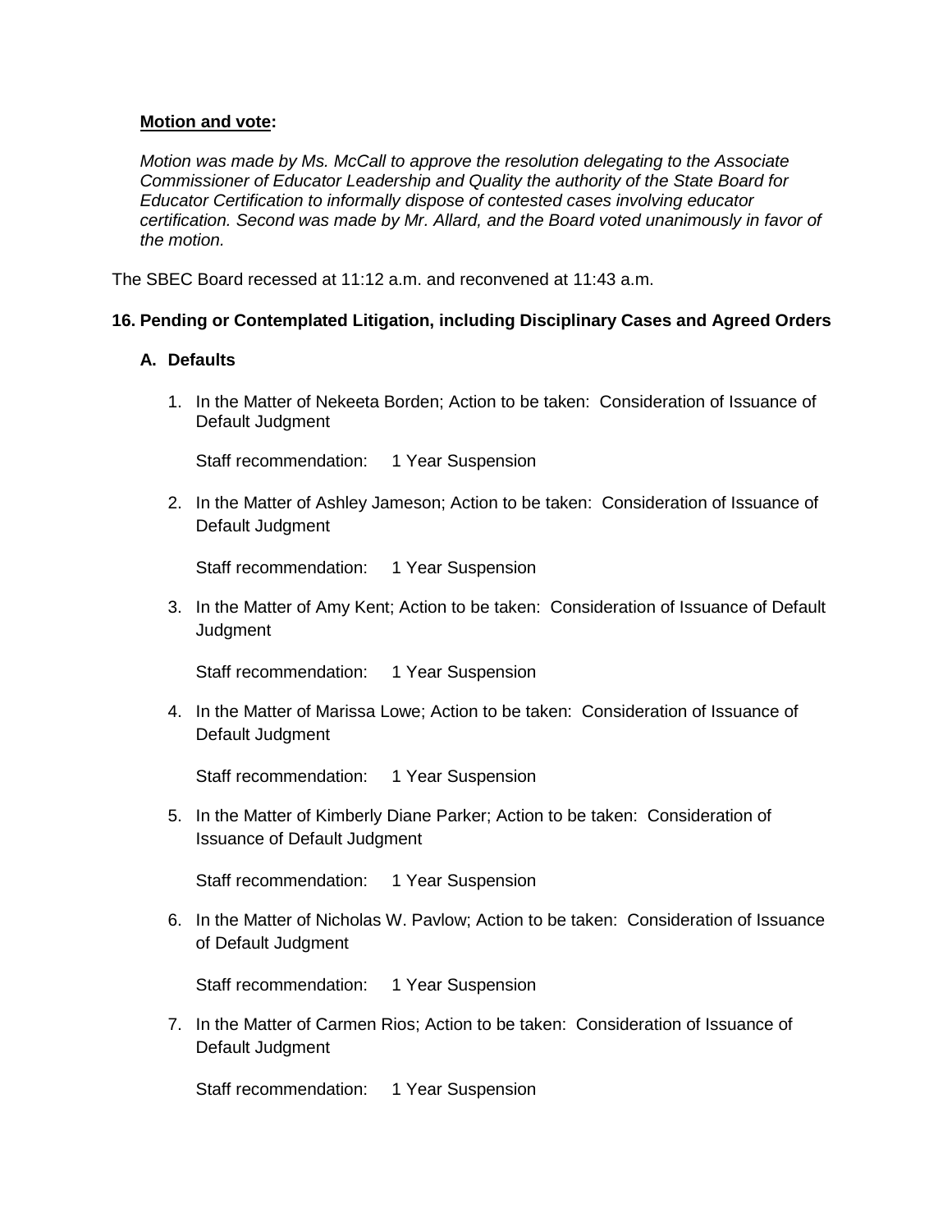**Motion and vote:**

*Motion was made by Ms. McCall to approve the resolution delegating to the Associate Commissioner of Educator Leadership and Quality the authority of the State Board for Educator Certification to informally dispose of contested cases involving educator certification. Second was made by Mr. Allard, and the Board voted unanimously in favor of the motion.*

The SBEC Board recessed at 11:12 a.m. and reconvened at 11:43 a.m.

**16. Pending or Contemplated Litigation, including Disciplinary Cases and Agreed Orders**

**A. Defaults**

1. In the Matter of Nekeeta Borden; Action to be taken: Consideration of Issuance of Default Judgment

   Staff recommendation: 1 Year Suspension

2. In the Matter of Ashley Jameson; Action to be taken: Consideration of Issuance of Default Judgment

   Staff recommendation: 1 Year Suspension

3. In the Matter of Amy Kent; Action to be taken: Consideration of Issuance of Default Judgment

   Staff recommendation: 1 Year Suspension

4. In the Matter of Marissa Lowe; Action to be taken: Consideration of Issuance of Default Judgment

   Staff recommendation: 1 Year Suspension

5. In the Matter of Kimberly Diane Parker; Action to be taken: Consideration of Issuance of Default Judgment

   Staff recommendation: 1 Year Suspension

6. In the Matter of Nicholas W. Pavlow; Action to be taken: Consideration of Issuance of Default Judgment

   Staff recommendation: 1 Year Suspension

7. In the Matter of Carmen Rios; Action to be taken: Consideration of Issuance of Default Judgment

   Staff recommendation: 1 Year Suspension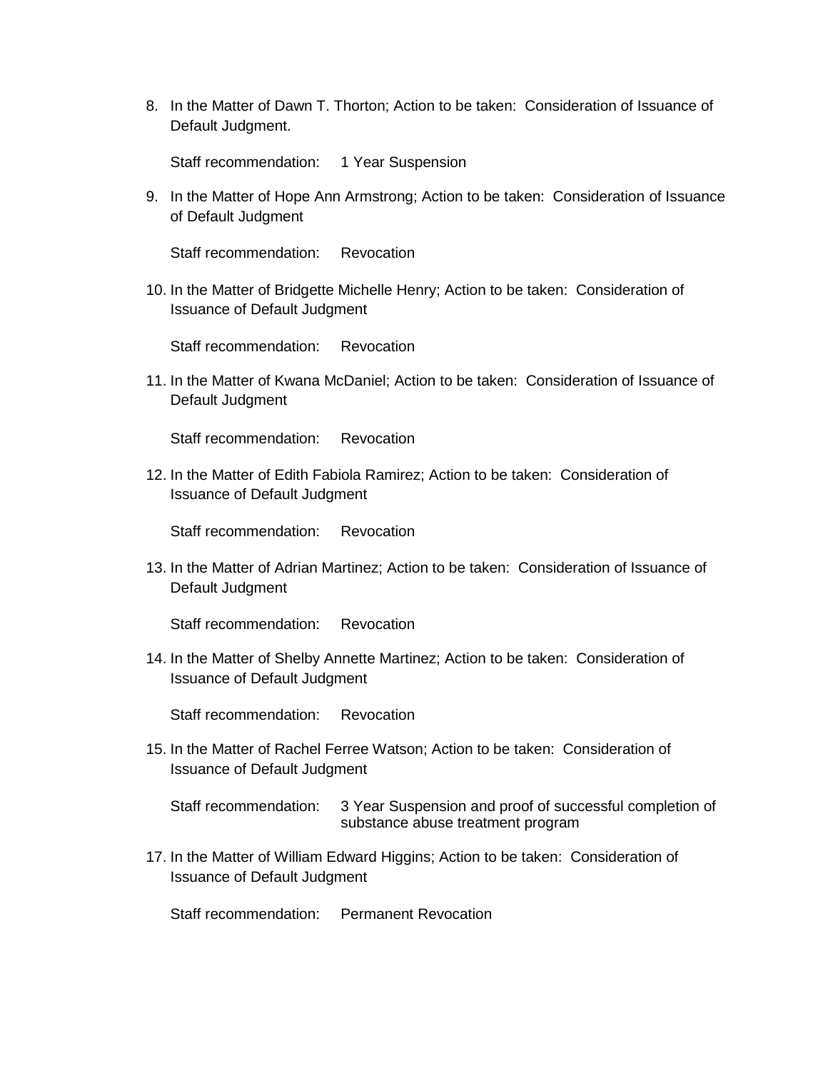8. In the Matter of Dawn T. Thorton; Action to be taken: Consideration of Issuance of Default Judgment.

   Staff recommendation: 1 Year Suspension

9. In the Matter of Hope Ann Armstrong; Action to be taken: Consideration of Issuance of Default Judgment

   Staff recommendation: Revocation

10. In the Matter of Bridgette Michelle Henry; Action to be taken: Consideration of Issuance of Default Judgment

    Staff recommendation: Revocation

11. In the Matter of Kwana McDaniel; Action to be taken: Consideration of Issuance of Default Judgment

    Staff recommendation: Revocation

12. In the Matter of Edith Fabiola Ramirez; Action to be taken: Consideration of Issuance of Default Judgment

    Staff recommendation: Revocation

13. In the Matter of Adrian Martinez; Action to be taken: Consideration of Issuance of Default Judgment

    Staff recommendation: Revocation

14. In the Matter of Shelby Annette Martinez; Action to be taken: Consideration of Issuance of Default Judgment

    Staff recommendation: Revocation

15. In the Matter of Rachel Ferree Watson; Action to be taken: Consideration of Issuance of Default Judgment

    Staff recommendation: 3 Year Suspension and proof of successful completion of substance abuse treatment program

17. In the Matter of William Edward Higgins; Action to be taken: Consideration of Issuance of Default Judgment

    Staff recommendation: Permanent Revocation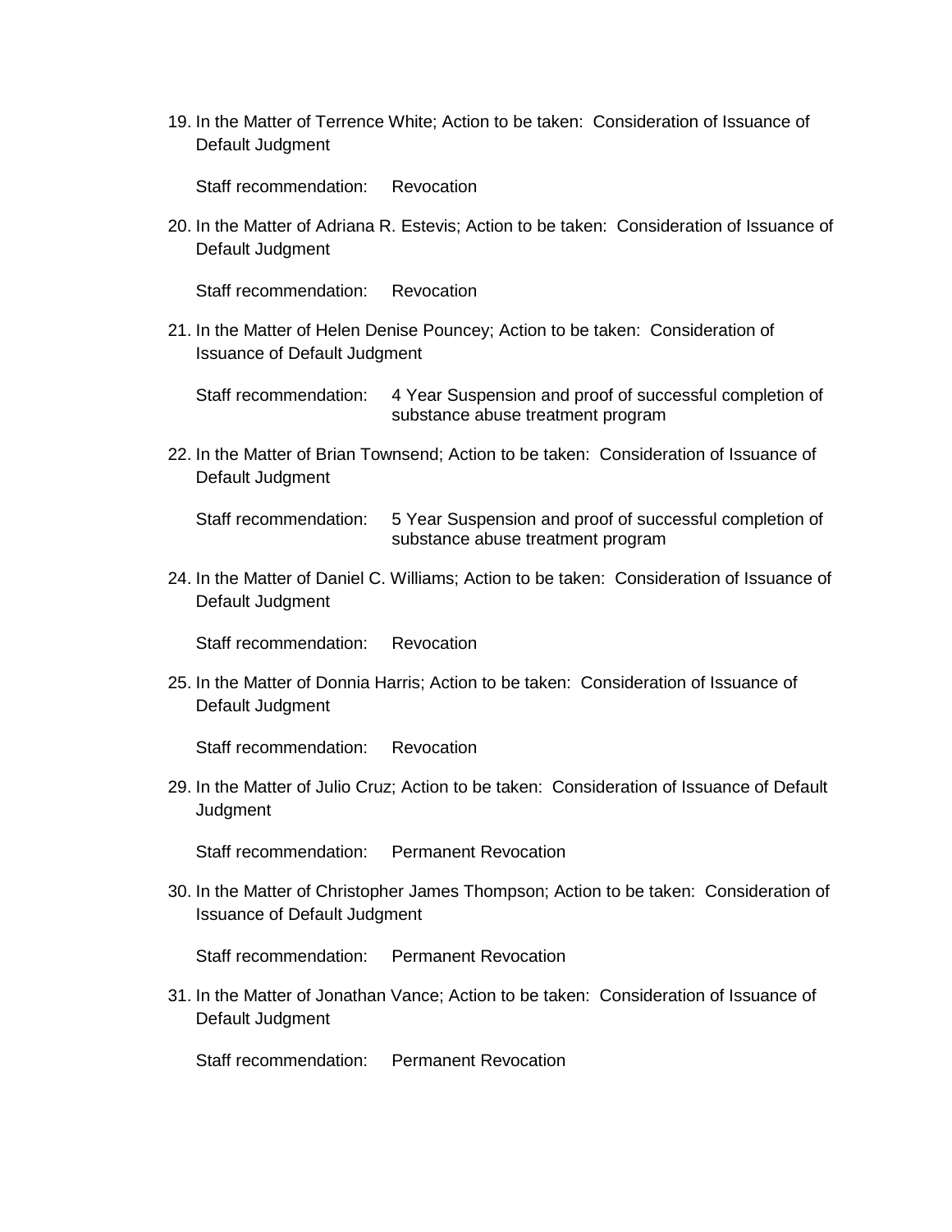19. In the Matter of Terrence White; Action to be taken: Consideration of Issuance of Default Judgment

    Staff recommendation: Revocation

20. In the Matter of Adriana R. Estevis; Action to be taken: Consideration of Issuance of Default Judgment

    Staff recommendation: Revocation

21. In the Matter of Helen Denise Pouncey; Action to be taken: Consideration of Issuance of Default Judgment

    Staff recommendation: 4 Year Suspension and proof of successful completion of substance abuse treatment program

22. In the Matter of Brian Townsend; Action to be taken: Consideration of Issuance of Default Judgment

    Staff recommendation: 5 Year Suspension and proof of successful completion of substance abuse treatment program

24. In the Matter of Daniel C. Williams; Action to be taken: Consideration of Issuance of Default Judgment

    Staff recommendation: Revocation

25. In the Matter of Donnia Harris; Action to be taken: Consideration of Issuance of Default Judgment

    Staff recommendation: Revocation

29. In the Matter of Julio Cruz; Action to be taken: Consideration of Issuance of Default Judgment

    Staff recommendation: Permanent Revocation

30. In the Matter of Christopher James Thompson; Action to be taken: Consideration of Issuance of Default Judgment

    Staff recommendation: Permanent Revocation

31. In the Matter of Jonathan Vance; Action to be taken: Consideration of Issuance of Default Judgment

    Staff recommendation: Permanent Revocation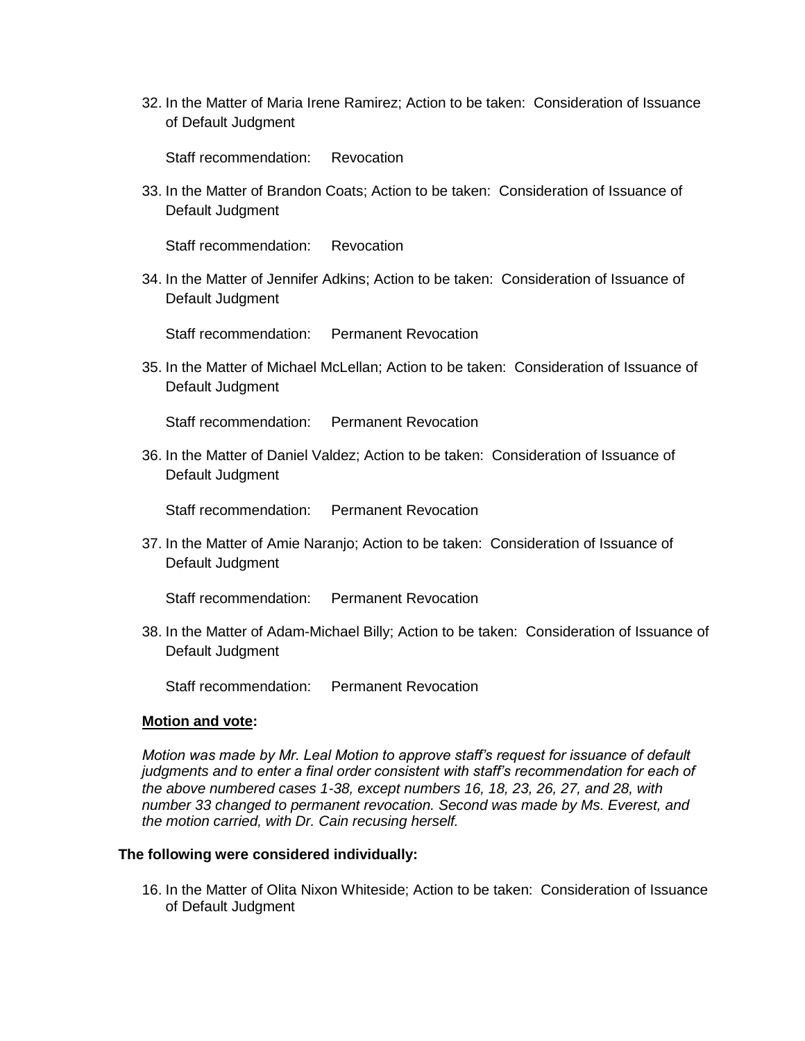32. In the Matter of Maria Irene Ramirez; Action to be taken: Consideration of Issuance of Default Judgment

    Staff recommendation: Revocation

33. In the Matter of Brandon Coats; Action to be taken: Consideration of Issuance of Default Judgment

    Staff recommendation: Revocation

34. In the Matter of Jennifer Adkins; Action to be taken: Consideration of Issuance of Default Judgment

    Staff recommendation: Permanent Revocation

35. In the Matter of Michael McLellan; Action to be taken: Consideration of Issuance of Default Judgment

    Staff recommendation: Permanent Revocation

36. In the Matter of Daniel Valdez; Action to be taken: Consideration of Issuance of Default Judgment

    Staff recommendation: Permanent Revocation

37. In the Matter of Amie Naranjo; Action to be taken: Consideration of Issuance of Default Judgment

    Staff recommendation: Permanent Revocation

38. In the Matter of Adam-Michael Billy; Action to be taken: Consideration of Issuance of Default Judgment

    Staff recommendation: Permanent Revocation

**Motion and vote:**

*Motion was made by Mr. Leal Motion to approve staff's request for issuance of default judgments and to enter a final order consistent with staff's recommendation for each of the above numbered cases 1-38, except numbers 16, 18, 23, 26, 27, and 28, with number 33 changed to permanent revocation. Second was made by Ms. Everest, and the motion carried, with Dr. Cain recusing herself.*

**The following were considered individually:**

16. In the Matter of Olita Nixon Whiteside; Action to be taken: Consideration of Issuance of Default Judgment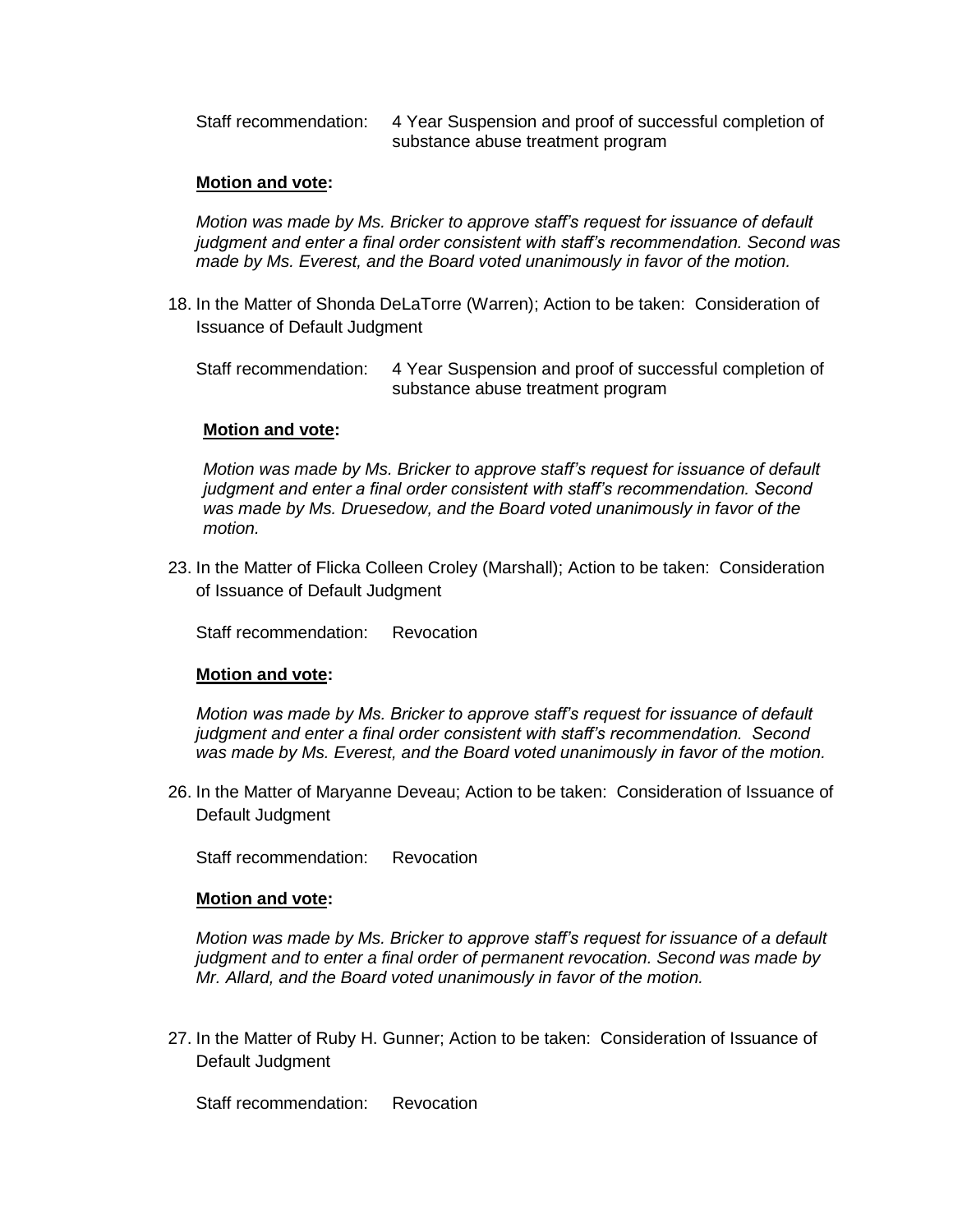Staff recommendation: 4 Year Suspension and proof of successful completion of substance abuse treatment program

**Motion and vote:**

*Motion was made by Ms. Bricker to approve staff's request for issuance of default judgment and enter a final order consistent with staff's recommendation. Second was made by Ms. Everest, and the Board voted unanimously in favor of the motion.*

18. In the Matter of Shonda DeLaTorre (Warren); Action to be taken: Consideration of Issuance of Default Judgment

    Staff recommendation: 4 Year Suspension and proof of successful completion of substance abuse treatment program

    **Motion and vote:**

    *Motion was made by Ms. Bricker to approve staff's request for issuance of default judgment and enter a final order consistent with staff's recommendation. Second was made by Ms. Druesedow, and the Board voted unanimously in favor of the motion.*

23. In the Matter of Flicka Colleen Croley (Marshall); Action to be taken: Consideration of Issuance of Default Judgment

    Staff recommendation: Revocation

    **Motion and vote:**

    *Motion was made by Ms. Bricker to approve staff's request for issuance of default judgment and enter a final order consistent with staff's recommendation. Second was made by Ms. Everest, and the Board voted unanimously in favor of the motion.*

26. In the Matter of Maryanne Deveau; Action to be taken: Consideration of Issuance of Default Judgment

    Staff recommendation: Revocation

    **Motion and vote:**

    *Motion was made by Ms. Bricker to approve staff's request for issuance of a default judgment and to enter a final order of permanent revocation. Second was made by Mr. Allard, and the Board voted unanimously in favor of the motion.*

27. In the Matter of Ruby H. Gunner; Action to be taken: Consideration of Issuance of Default Judgment

    Staff recommendation: Revocation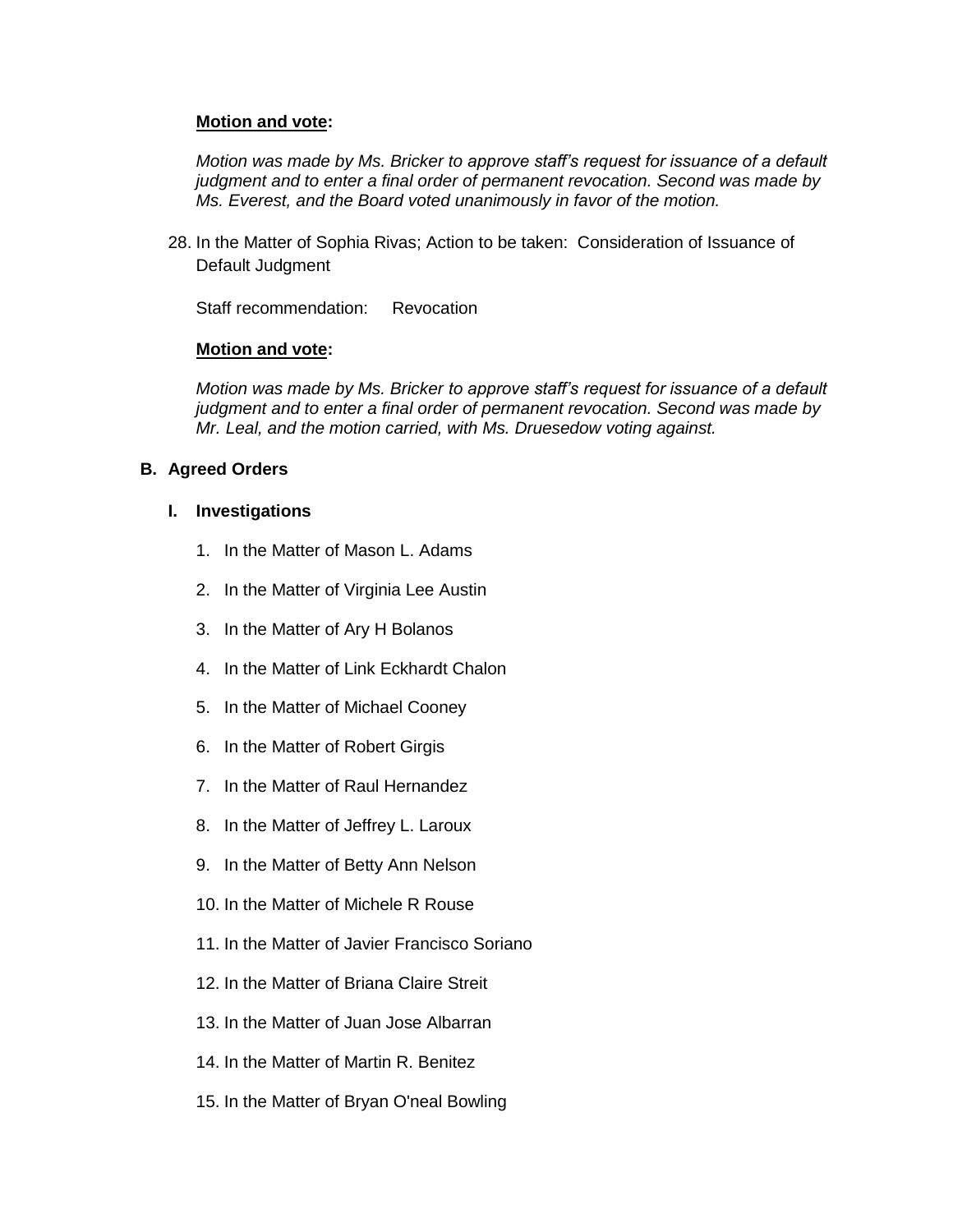**Motion and vote:**

*Motion was made by Ms. Bricker to approve staff's request for issuance of a default judgment and to enter a final order of permanent revocation. Second was made by Ms. Everest, and the Board voted unanimously in favor of the motion.*

28. In the Matter of Sophia Rivas; Action to be taken: Consideration of Issuance of Default Judgment

    Staff recommendation: Revocation

    **Motion and vote:**

    *Motion was made by Ms. Bricker to approve staff's request for issuance of a default judgment and to enter a final order of permanent revocation. Second was made by Mr. Leal, and the motion carried, with Ms. Druesedow voting against.*

## B. Agreed Orders

### I. Investigations

1. In the Matter of Mason L. Adams
2. In the Matter of Virginia Lee Austin
3. In the Matter of Ary H Bolanos
4. In the Matter of Link Eckhardt Chalon
5. In the Matter of Michael Cooney
6. In the Matter of Robert Girgis
7. In the Matter of Raul Hernandez
8. In the Matter of Jeffrey L. Laroux
9. In the Matter of Betty Ann Nelson
10. In the Matter of Michele R Rouse
11. In the Matter of Javier Francisco Soriano
12. In the Matter of Briana Claire Streit
13. In the Matter of Juan Jose Albarran
14. In the Matter of Martin R. Benitez
15. In the Matter of Bryan O'neal Bowling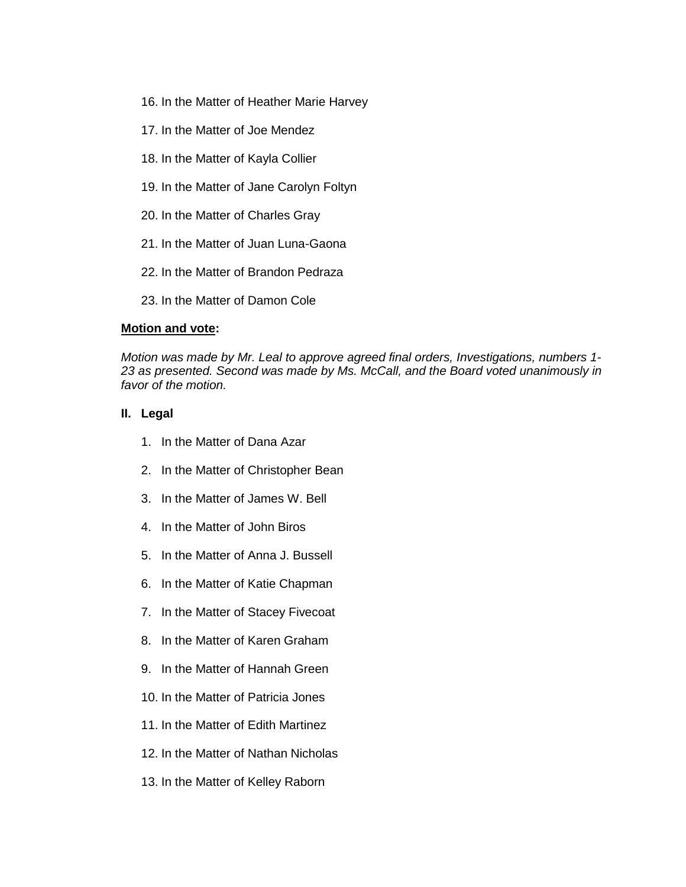16. In the Matter of Heather Marie Harvey
17. In the Matter of Joe Mendez
18. In the Matter of Kayla Collier
19. In the Matter of Jane Carolyn Foltyn
20. In the Matter of Charles Gray
21. In the Matter of Juan Luna-Gaona
22. In the Matter of Brandon Pedraza
23. In the Matter of Damon Cole

**Motion and vote:**

*Motion was made by Mr. Leal to approve agreed final orders, Investigations, numbers 1-23 as presented. Second was made by Ms. McCall, and the Board voted unanimously in favor of the motion.*

**II. Legal**

1. In the Matter of Dana Azar
2. In the Matter of Christopher Bean
3. In the Matter of James W. Bell
4. In the Matter of John Biros
5. In the Matter of Anna J. Bussell
6. In the Matter of Katie Chapman
7. In the Matter of Stacey Fivecoat
8. In the Matter of Karen Graham
9. In the Matter of Hannah Green
10. In the Matter of Patricia Jones
11. In the Matter of Edith Martinez
12. In the Matter of Nathan Nicholas
13. In the Matter of Kelley Raborn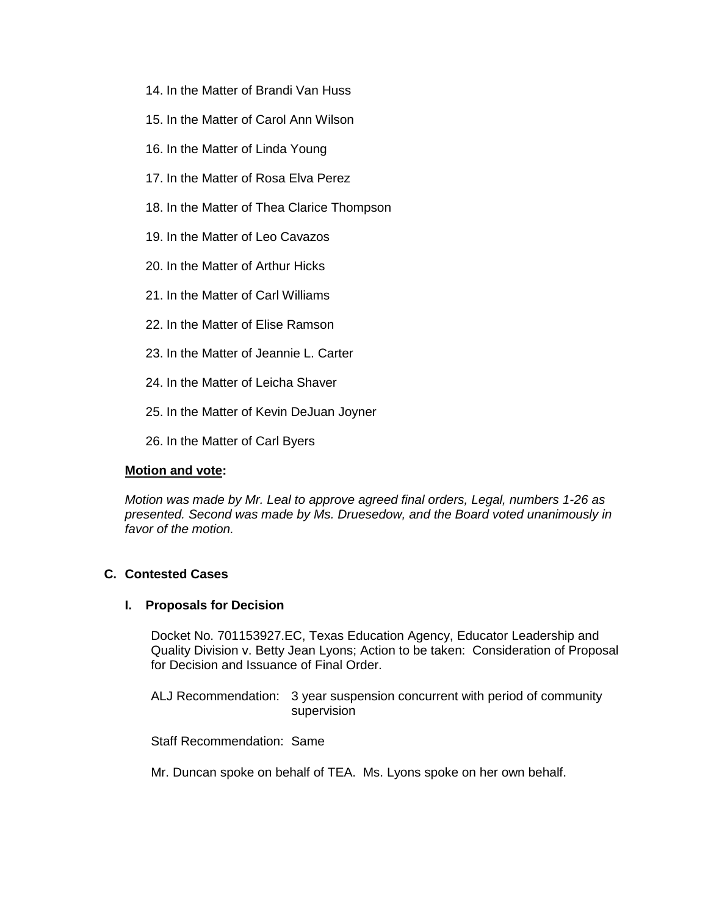14. In the Matter of Brandi Van Huss

15. In the Matter of Carol Ann Wilson

16. In the Matter of Linda Young

17. In the Matter of Rosa Elva Perez

18. In the Matter of Thea Clarice Thompson

19. In the Matter of Leo Cavazos

20. In the Matter of Arthur Hicks

21. In the Matter of Carl Williams

22. In the Matter of Elise Ramson

23. In the Matter of Jeannie L. Carter

24. In the Matter of Leicha Shaver

25. In the Matter of Kevin DeJuan Joyner

26. In the Matter of Carl Byers

**Motion and vote:**

*Motion was made by Mr. Leal to approve agreed final orders, Legal, numbers 1-26 as presented. Second was made by Ms. Druesedow, and the Board voted unanimously in favor of the motion.*

### C. Contested Cases

#### I. Proposals for Decision

Docket No. 701153927.EC, Texas Education Agency, Educator Leadership and Quality Division v. Betty Jean Lyons; Action to be taken: Consideration of Proposal for Decision and Issuance of Final Order.

ALJ Recommendation: 3 year suspension concurrent with period of community supervision

Staff Recommendation: Same

Mr. Duncan spoke on behalf of TEA. Ms. Lyons spoke on her own behalf.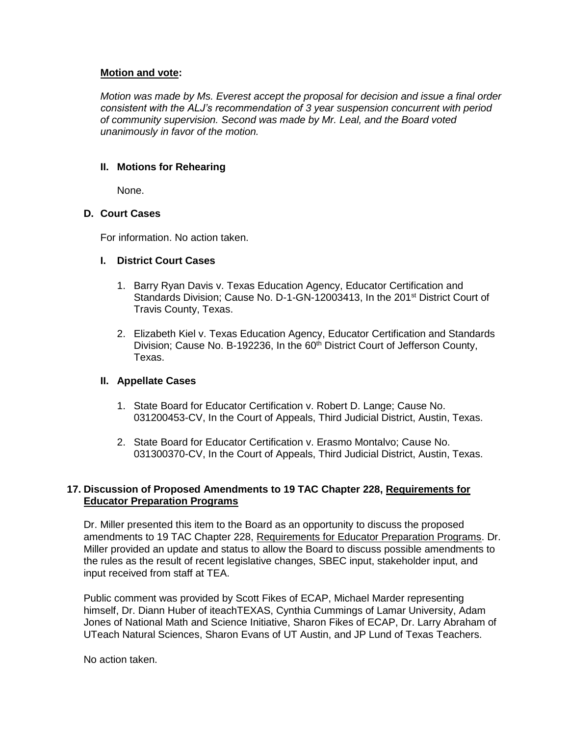**Motion and vote:**

*Motion was made by Ms. Everest accept the proposal for decision and issue a final order consistent with the ALJ's recommendation of 3 year suspension concurrent with period of community supervision. Second was made by Mr. Leal, and the Board voted unanimously in favor of the motion.*

**II. Motions for Rehearing**

None.

**D. Court Cases**

For information. No action taken.

**I. District Court Cases**

1. Barry Ryan Davis v. Texas Education Agency, Educator Certification and Standards Division; Cause No. D-1-GN-12003413, In the 201st District Court of Travis County, Texas.

2. Elizabeth Kiel v. Texas Education Agency, Educator Certification and Standards Division; Cause No. B-192236, In the 60th District Court of Jefferson County, Texas.

**II. Appellate Cases**

1. State Board for Educator Certification v. Robert D. Lange; Cause No. 031200453-CV, In the Court of Appeals, Third Judicial District, Austin, Texas.

2. State Board for Educator Certification v. Erasmo Montalvo; Cause No. 031300370-CV, In the Court of Appeals, Third Judicial District, Austin, Texas.

**17. Discussion of Proposed Amendments to 19 TAC Chapter 228, Requirements for Educator Preparation Programs**

Dr. Miller presented this item to the Board as an opportunity to discuss the proposed amendments to 19 TAC Chapter 228, Requirements for Educator Preparation Programs. Dr. Miller provided an update and status to allow the Board to discuss possible amendments to the rules as the result of recent legislative changes, SBEC input, stakeholder input, and input received from staff at TEA.

Public comment was provided by Scott Fikes of ECAP, Michael Marder representing himself, Dr. Diann Huber of iteachTEXAS, Cynthia Cummings of Lamar University, Adam Jones of National Math and Science Initiative, Sharon Fikes of ECAP, Dr. Larry Abraham of UTeach Natural Sciences, Sharon Evans of UT Austin, and JP Lund of Texas Teachers.

No action taken.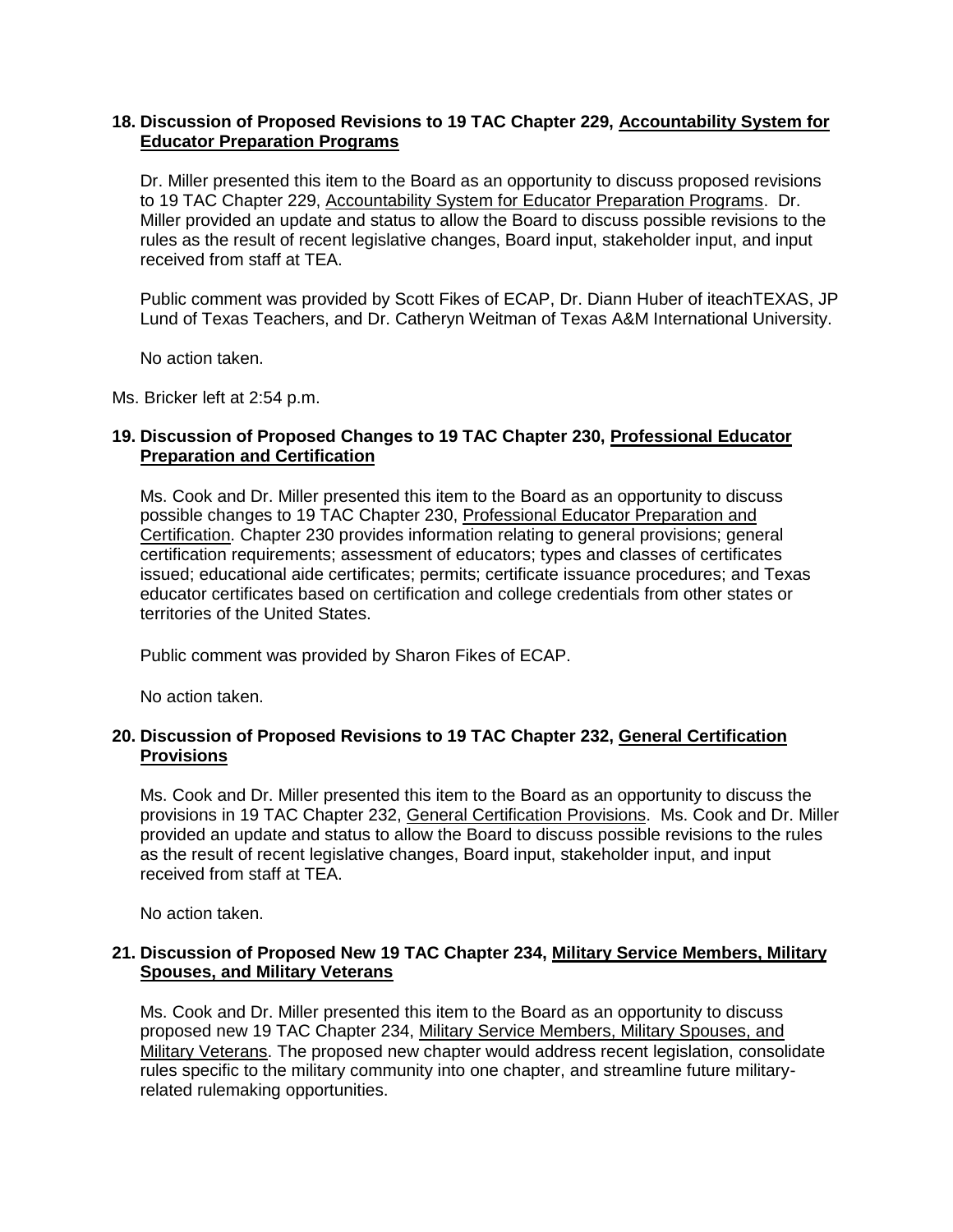**18. Discussion of Proposed Revisions to 19 TAC Chapter 229, Accountability System for Educator Preparation Programs**

Dr. Miller presented this item to the Board as an opportunity to discuss proposed revisions to 19 TAC Chapter 229, Accountability System for Educator Preparation Programs. Dr. Miller provided an update and status to allow the Board to discuss possible revisions to the rules as the result of recent legislative changes, Board input, stakeholder input, and input received from staff at TEA.

Public comment was provided by Scott Fikes of ECAP, Dr. Diann Huber of iteachTEXAS, JP Lund of Texas Teachers, and Dr. Catheryn Weitman of Texas A&M International University.

No action taken.

Ms. Bricker left at 2:54 p.m.

**19. Discussion of Proposed Changes to 19 TAC Chapter 230, Professional Educator Preparation and Certification**

Ms. Cook and Dr. Miller presented this item to the Board as an opportunity to discuss possible changes to 19 TAC Chapter 230, Professional Educator Preparation and Certification. Chapter 230 provides information relating to general provisions; general certification requirements; assessment of educators; types and classes of certificates issued; educational aide certificates; permits; certificate issuance procedures; and Texas educator certificates based on certification and college credentials from other states or territories of the United States.

Public comment was provided by Sharon Fikes of ECAP.

No action taken.

**20. Discussion of Proposed Revisions to 19 TAC Chapter 232, General Certification Provisions**

Ms. Cook and Dr. Miller presented this item to the Board as an opportunity to discuss the provisions in 19 TAC Chapter 232, General Certification Provisions. Ms. Cook and Dr. Miller provided an update and status to allow the Board to discuss possible revisions to the rules as the result of recent legislative changes, Board input, stakeholder input, and input received from staff at TEA.

No action taken.

**21. Discussion of Proposed New 19 TAC Chapter 234, Military Service Members, Military Spouses, and Military Veterans**

Ms. Cook and Dr. Miller presented this item to the Board as an opportunity to discuss proposed new 19 TAC Chapter 234, Military Service Members, Military Spouses, and Military Veterans. The proposed new chapter would address recent legislation, consolidate rules specific to the military community into one chapter, and streamline future military-related rulemaking opportunities.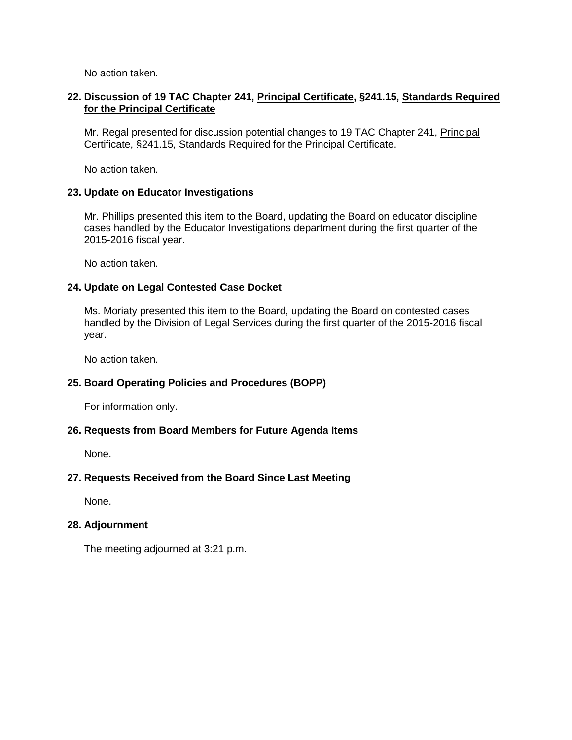No action taken.

**22. Discussion of 19 TAC Chapter 241, Principal Certificate, §241.15, Standards Required for the Principal Certificate**

Mr. Regal presented for discussion potential changes to 19 TAC Chapter 241, Principal Certificate, §241.15, Standards Required for the Principal Certificate.

No action taken.

**23. Update on Educator Investigations**

Mr. Phillips presented this item to the Board, updating the Board on educator discipline cases handled by the Educator Investigations department during the first quarter of the 2015-2016 fiscal year.

No action taken.

**24. Update on Legal Contested Case Docket**

Ms. Moriaty presented this item to the Board, updating the Board on contested cases handled by the Division of Legal Services during the first quarter of the 2015-2016 fiscal year.

No action taken.

**25. Board Operating Policies and Procedures (BOPP)**

For information only.

**26. Requests from Board Members for Future Agenda Items**

None.

**27. Requests Received from the Board Since Last Meeting**

None.

**28. Adjournment**

The meeting adjourned at 3:21 p.m.